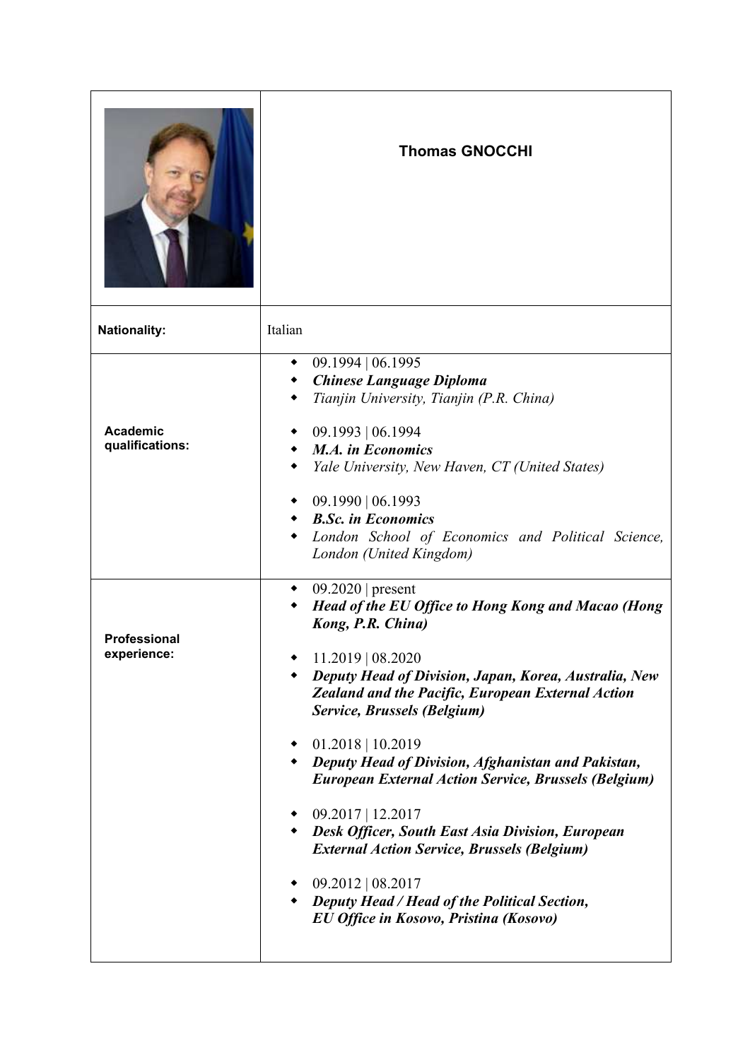| | **Thomas GNOCCHI** |
|---|---|
| **Nationality:** | Italian |
| **Academic qualifications:** | • 09.1994 \| 06.1995<br>• ***Chinese Language Diploma***<br>• *Tianjin University, Tianjin (P.R. China)*<br><br>• 09.1993 \| 06.1994<br>• ***M.A. in Economics***<br>• *Yale University, New Haven, CT (United States)*<br><br>• 09.1990 \| 06.1993<br>• ***B.Sc. in Economics***<br>• *London School of Economics and Political Science, London (United Kingdom)* |
| **Professional experience:** | • 09.2020 \| present<br>• ***Head of the EU Office to Hong Kong and Macao (Hong Kong, P.R. China)***<br><br>• 11.2019 \| 08.2020<br>• ***Deputy Head of Division, Japan, Korea, Australia, New Zealand and the Pacific, European External Action Service, Brussels (Belgium)***<br><br>• 01.2018 \| 10.2019<br>• ***Deputy Head of Division, Afghanistan and Pakistan, European External Action Service, Brussels (Belgium)***<br><br>• 09.2017 \| 12.2017<br>• ***Desk Officer, South East Asia Division, European External Action Service, Brussels (Belgium)***<br><br>• 09.2012 \| 08.2017<br>• ***Deputy Head / Head of the Political Section, EU Office in Kosovo, Pristina (Kosovo)*** |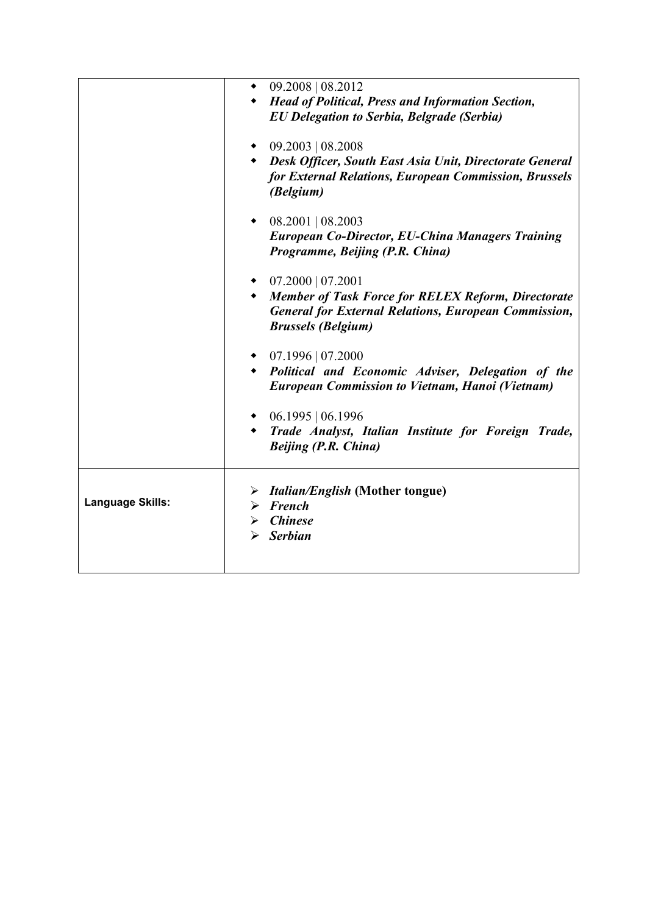| | |
|---|---|
| | • 09.2008 \| 08.2012<br>• ***Head of Political, Press and Information Section, EU Delegation to Serbia, Belgrade (Serbia)***<br><br>• 09.2003 \| 08.2008<br>• ***Desk Officer, South East Asia Unit, Directorate General for External Relations, European Commission, Brussels (Belgium)***<br><br>• 08.2001 \| 08.2003<br>***European Co-Director, EU-China Managers Training Programme, Beijing (P.R. China)***<br><br>• 07.2000 \| 07.2001<br>• ***Member of Task Force for RELEX Reform, Directorate General for External Relations, European Commission, Brussels (Belgium)***<br><br>• 07.1996 \| 07.2000<br>• ***Political and Economic Adviser, Delegation of the European Commission to Vietnam, Hanoi (Vietnam)***<br><br>• 06.1995 \| 06.1996<br>• ***Trade Analyst, Italian Institute for Foreign Trade, Beijing (P.R. China)*** |
| **Language Skills:** | ➢ ***Italian/English*** **(Mother tongue)**<br>➢ ***French***<br>➢ ***Chinese***<br>➢ ***Serbian*** |